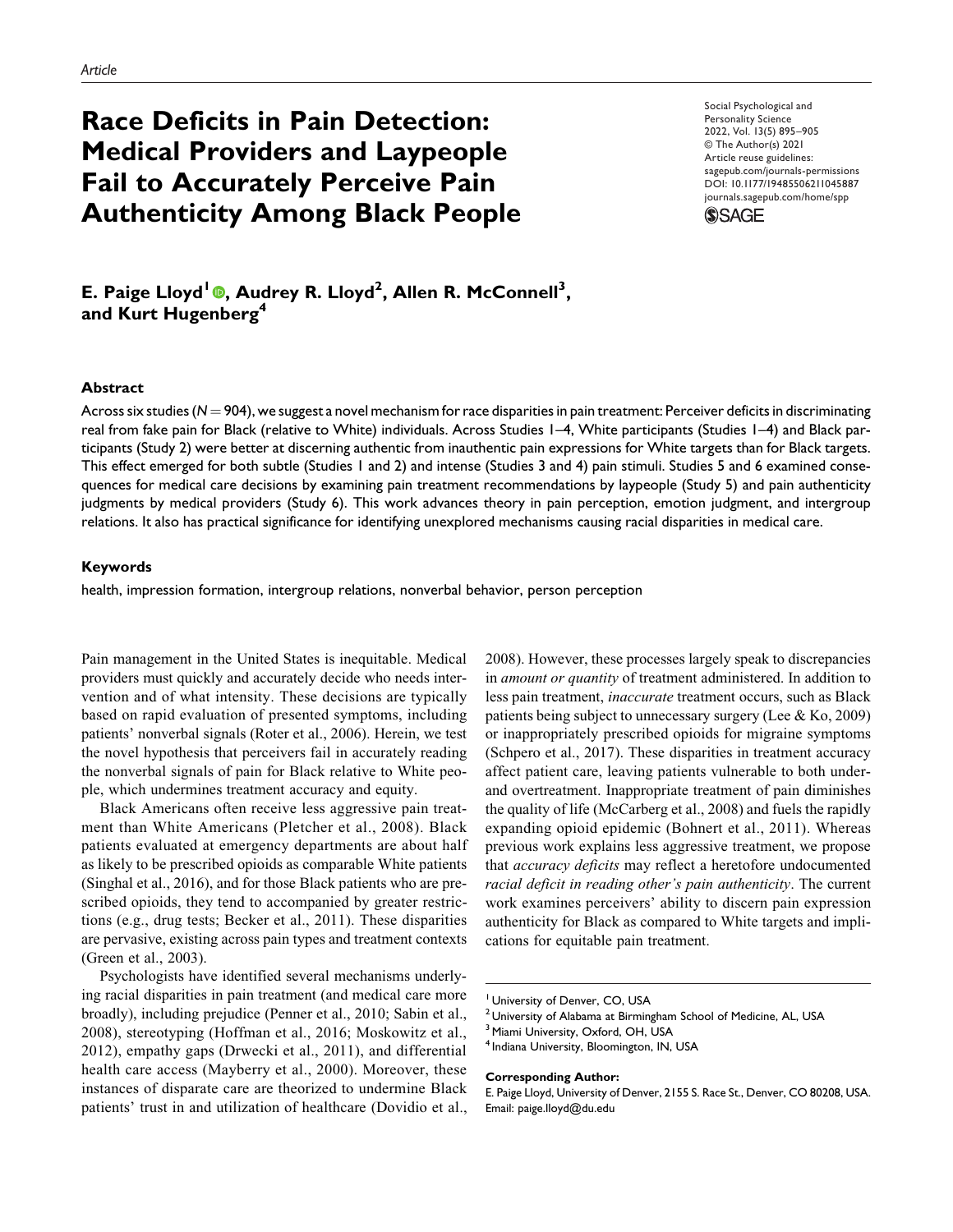Article

# Race Deficits in Pain Detection: Medical Providers and Laypeople Fail to Accurately Perceive Pain Authenticity Among Black People

Social Psychological and Personality Science
2022, Vol. 13(5) 895–905
© The Author(s) 2021
Article reuse guidelines:
sagepub.com/journals-permissions
DOI: 10.1177/19485506211045887
journals.sagepub.com/home/spp

**E. Paige Lloyd[1], Audrey R. Lloyd[2], Allen R. McConnell[3], and Kurt Hugenberg[4]**

## Abstract

Across six studies ($N = 904$), we suggest a novel mechanism for race disparities in pain treatment: Perceiver deficits in discriminating real from fake pain for Black (relative to White) individuals. Across Studies 1–4, White participants (Studies 1–4) and Black participants (Study 2) were better at discerning authentic from inauthentic pain expressions for White targets than for Black targets. This effect emerged for both subtle (Studies 1 and 2) and intense (Studies 3 and 4) pain stimuli. Studies 5 and 6 examined consequences for medical care decisions by examining pain treatment recommendations by laypeople (Study 5) and pain authenticity judgments by medical providers (Study 6). This work advances theory in pain perception, emotion judgment, and intergroup relations. It also has practical significance for identifying unexplored mechanisms causing racial disparities in medical care.

## Keywords

health, impression formation, intergroup relations, nonverbal behavior, person perception

Pain management in the United States is inequitable. Medical providers must quickly and accurately decide who needs intervention and of what intensity. These decisions are typically based on rapid evaluation of presented symptoms, including patients' nonverbal signals (Roter et al., 2006). Herein, we test the novel hypothesis that perceivers fail in accurately reading the nonverbal signals of pain for Black relative to White people, which undermines treatment accuracy and equity.

Black Americans often receive less aggressive pain treatment than White Americans (Pletcher et al., 2008). Black patients evaluated at emergency departments are about half as likely to be prescribed opioids as comparable White patients (Singhal et al., 2016), and for those Black patients who are prescribed opioids, they tend to accompanied by greater restrictions (e.g., drug tests; Becker et al., 2011). These disparities are pervasive, existing across pain types and treatment contexts (Green et al., 2003).

Psychologists have identified several mechanisms underlying racial disparities in pain treatment (and medical care more broadly), including prejudice (Penner et al., 2010; Sabin et al., 2008), stereotyping (Hoffman et al., 2016; Moskowitz et al., 2012), empathy gaps (Drwecki et al., 2011), and differential health care access (Mayberry et al., 2000). Moreover, these instances of disparate care are theorized to undermine Black patients' trust in and utilization of healthcare (Dovidio et al., 2008). However, these processes largely speak to discrepancies in *amount or quantity* of treatment administered. In addition to less pain treatment, *inaccurate* treatment occurs, such as Black patients being subject to unnecessary surgery (Lee & Ko, 2009) or inappropriately prescribed opioids for migraine symptoms (Schpero et al., 2017). These disparities in treatment accuracy affect patient care, leaving patients vulnerable to both under- and overtreatment. Inappropriate treatment of pain diminishes the quality of life (McCarberg et al., 2008) and fuels the rapidly expanding opioid epidemic (Bohnert et al., 2011). Whereas previous work explains less aggressive treatment, we propose that *accuracy deficits* may reflect a heretofore undocumented *racial deficit in reading other's pain authenticity*. The current work examines perceivers' ability to discern pain expression authenticity for Black as compared to White targets and implications for equitable pain treatment.

[1] University of Denver, CO, USA
[2] University of Alabama at Birmingham School of Medicine, AL, USA
[3] Miami University, Oxford, OH, USA
[4] Indiana University, Bloomington, IN, USA

**Corresponding Author:**
E. Paige Lloyd, University of Denver, 2155 S. Race St., Denver, CO 80208, USA.
Email: paige.lloyd@du.edu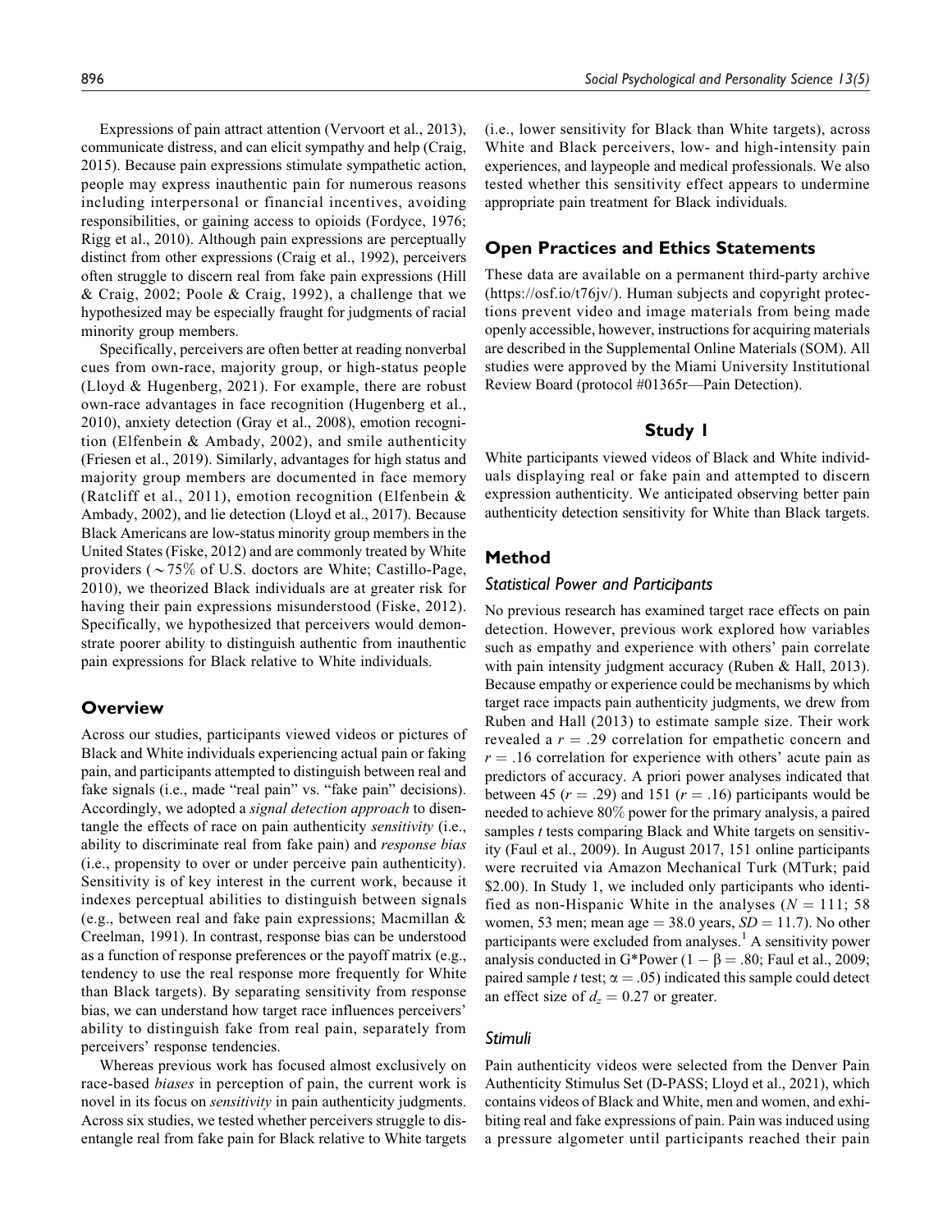Expressions of pain attract attention (Vervoort et al., 2013), communicate distress, and can elicit sympathy and help (Craig, 2015). Because pain expressions stimulate sympathetic action, people may express inauthentic pain for numerous reasons including interpersonal or financial incentives, avoiding responsibilities, or gaining access to opioids (Fordyce, 1976; Rigg et al., 2010). Although pain expressions are perceptually distinct from other expressions (Craig et al., 1992), perceivers often struggle to discern real from fake pain expressions (Hill & Craig, 2002; Poole & Craig, 1992), a challenge that we hypothesized may be especially fraught for judgments of racial minority group members.

Specifically, perceivers are often better at reading nonverbal cues from own-race, majority group, or high-status people (Lloyd & Hugenberg, 2021). For example, there are robust own-race advantages in face recognition (Hugenberg et al., 2010), anxiety detection (Gray et al., 2008), emotion recognition (Elfenbein & Ambady, 2002), and smile authenticity (Friesen et al., 2019). Similarly, advantages for high status and majority group members are documented in face memory (Ratcliff et al., 2011), emotion recognition (Elfenbein & Ambady, 2002), and lie detection (Lloyd et al., 2017). Because Black Americans are low-status minority group members in the United States (Fiske, 2012) and are commonly treated by White providers ($\sim 75\%$ of U.S. doctors are White; Castillo-Page, 2010), we theorized Black individuals are at greater risk for having their pain expressions misunderstood (Fiske, 2012). Specifically, we hypothesized that perceivers would demonstrate poorer ability to distinguish authentic from inauthentic pain expressions for Black relative to White individuals.

## Overview

Across our studies, participants viewed videos or pictures of Black and White individuals experiencing actual pain or faking pain, and participants attempted to distinguish between real and fake signals (i.e., made "real pain" vs. "fake pain" decisions). Accordingly, we adopted a *signal detection approach* to disentangle the effects of race on pain authenticity *sensitivity* (i.e., ability to discriminate real from fake pain) and *response bias* (i.e., propensity to over or under perceive pain authenticity). Sensitivity is of key interest in the current work, because it indexes perceptual abilities to distinguish between signals (e.g., between real and fake pain expressions; Macmillan & Creelman, 1991). In contrast, response bias can be understood as a function of response preferences or the payoff matrix (e.g., tendency to use the real response more frequently for White than Black targets). By separating sensitivity from response bias, we can understand how target race influences perceivers' ability to distinguish fake from real pain, separately from perceivers' response tendencies.

Whereas previous work has focused almost exclusively on race-based *biases* in perception of pain, the current work is novel in its focus on *sensitivity* in pain authenticity judgments. Across six studies, we tested whether perceivers struggle to disentangle real from fake pain for Black relative to White targets (i.e., lower sensitivity for Black than White targets), across White and Black perceivers, low- and high-intensity pain experiences, and laypeople and medical professionals. We also tested whether this sensitivity effect appears to undermine appropriate pain treatment for Black individuals.

## Open Practices and Ethics Statements

These data are available on a permanent third-party archive (https://osf.io/t76jv/). Human subjects and copyright protections prevent video and image materials from being made openly accessible, however, instructions for acquiring materials are described in the Supplemental Online Materials (SOM). All studies were approved by the Miami University Institutional Review Board (protocol #01365r—Pain Detection).

## Study 1

White participants viewed videos of Black and White individuals displaying real or fake pain and attempted to discern expression authenticity. We anticipated observing better pain authenticity detection sensitivity for White than Black targets.

## Method

### Statistical Power and Participants

No previous research has examined target race effects on pain detection. However, previous work explored how variables such as empathy and experience with others' pain correlate with pain intensity judgment accuracy (Ruben & Hall, 2013). Because empathy or experience could be mechanisms by which target race impacts pain authenticity judgments, we drew from Ruben and Hall (2013) to estimate sample size. Their work revealed a $r = .29$ correlation for empathic concern and $r = .16$ correlation for experience with others' acute pain as predictors of accuracy. A priori power analyses indicated that between 45 ($r = .29$) and 151 ($r = .16$) participants would be needed to achieve 80% power for the primary analysis, a paired samples *t* tests comparing Black and White targets on sensitivity (Faul et al., 2009). In August 2017, 151 online participants were recruited via Amazon Mechanical Turk (MTurk; paid \$2.00). In Study 1, we included only participants who identified as non-Hispanic White in the analyses ($N = 111$; 58 women, 53 men; mean age $= 38.0$ years, $SD = 11.7$). No other participants were excluded from analyses.[1] A sensitivity power analysis conducted in G*Power ($1 - \beta = .80$; Faul et al., 2009; paired sample *t* test; $\alpha = .05$) indicated this sample could detect an effect size of $d_z = 0.27$ or greater.

### Stimuli

Pain authenticity videos were selected from the Denver Pain Authenticity Stimulus Set (D-PASS; Lloyd et al., 2021), which contains videos of Black and White, men and women, and exhibiting real and fake expressions of pain. Pain was induced using a pressure algometer until participants reached their pain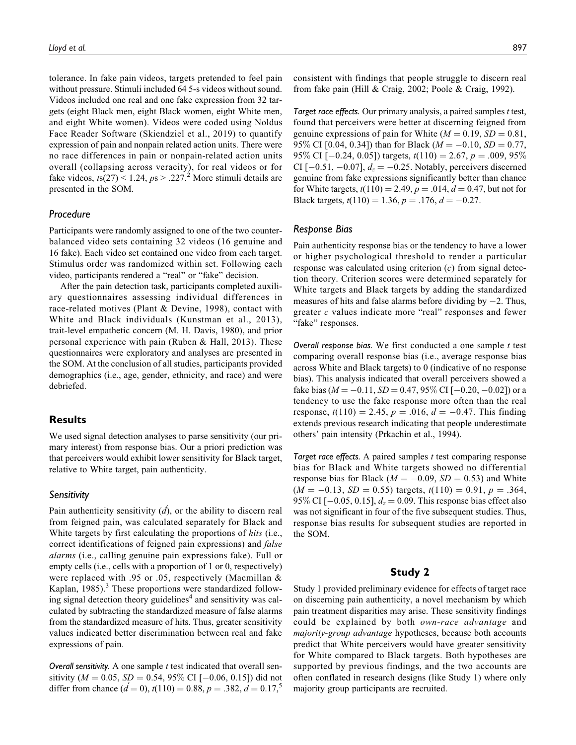tolerance. In fake pain videos, targets pretended to feel pain without pressure. Stimuli included 64 5-s videos without sound. Videos included one real and one fake expression from 32 targets (eight Black men, eight Black women, eight White men, and eight White women). Videos were coded using Noldus Face Reader Software (Skiendziel et al., 2019) to quantify expression of pain and nonpain related action units. There were no race differences in pain or nonpain-related action units overall (collapsing across veracity), for real videos or for fake videos, $ts(27) < 1.24$, $ps > .227$.[2] More stimuli details are presented in the SOM.

### Procedure

Participants were randomly assigned to one of the two counterbalanced video sets containing 32 videos (16 genuine and 16 fake). Each video set contained one video from each target. Stimulus order was randomized within set. Following each video, participants rendered a "real" or "fake" decision.

After the pain detection task, participants completed auxiliary questionnaires assessing individual differences in race-related motives (Plant & Devine, 1998), contact with White and Black individuals (Kunstman et al., 2013), trait-level empathetic concern (M. H. Davis, 1980), and prior personal experience with pain (Ruben & Hall, 2013). These questionnaires were exploratory and analyses are presented in the SOM. At the conclusion of all studies, participants provided demographics (i.e., age, gender, ethnicity, and race) and were debriefed.

## Results

We used signal detection analyses to parse sensitivity (our primary interest) from response bias. Our a priori prediction was that perceivers would exhibit lower sensitivity for Black target, relative to White target, pain authenticity.

### Sensitivity

Pain authenticity sensitivity ($d'$), or the ability to discern real from feigned pain, was calculated separately for Black and White targets by first calculating the proportions of *hits* (i.e., correct identifications of feigned pain expressions) and *false alarms* (i.e., calling genuine pain expressions fake). Full or empty cells (i.e., cells with a proportion of 1 or 0, respectively) were replaced with .95 or .05, respectively (Macmillan & Kaplan, 1985).[3] These proportions were standardized following signal detection theory guidelines[4] and sensitivity was calculated by subtracting the standardized measure of false alarms from the standardized measure of hits. Thus, greater sensitivity values indicated better discrimination between real and fake expressions of pain.

*Overall sensitivity.* A one sample *t* test indicated that overall sensitivity ($M = 0.05$, $SD = 0.54$, 95% CI [−0.06, 0.15]) did not differ from chance ($d' = 0$), $t(110) = 0.88$, $p = .382$, $d = 0.17$,[5] consistent with findings that people struggle to discern real from fake pain (Hill & Craig, 2002; Poole & Craig, 1992).

*Target race effects.* Our primary analysis, a paired samples *t* test, found that perceivers were better at discerning feigned from genuine expressions of pain for White ($M = 0.19$, $SD = 0.81$, 95% CI [0.04, 0.34]) than for Black ($M = -0.10$, $SD = 0.77$, 95% CI [−0.24, 0.05]) targets, $t(110) = 2.67$, $p = .009$, 95% CI [−0.51, −0.07], $d_z = -0.25$. Notably, perceivers discerned genuine from fake expressions significantly better than chance for White targets, $t(110) = 2.49$, $p = .014$, $d = 0.47$, but not for Black targets, $t(110) = 1.36$, $p = .176$, $d = -0.27$.

### Response Bias

Pain authenticity response bias or the tendency to have a lower or higher psychological threshold to render a particular response was calculated using criterion ($c$) from signal detection theory. Criterion scores were determined separately for White targets and Black targets by adding the standardized measures of hits and false alarms before dividing by −2. Thus, greater $c$ values indicate more "real" responses and fewer "fake" responses.

*Overall response bias.* We first conducted a one sample *t* test comparing overall response bias (i.e., average response bias across White and Black targets) to 0 (indicative of no response bias). This analysis indicated that overall perceivers showed a fake bias ($M = -0.11$, $SD = 0.47$, 95% CI [−0.20, −0.02]) or a tendency to use the fake response more often than the real response, $t(110) = 2.45$, $p = .016$, $d = -0.47$. This finding extends previous research indicating that people underestimate others' pain intensity (Prkachin et al., 1994).

*Target race effects.* A paired samples *t* test comparing response bias for Black and White targets showed no differential response bias for Black ($M = -0.09$, $SD = 0.53$) and White ($M = -0.13$, $SD = 0.55$) targets, $t(110) = 0.91$, $p = .364$, 95% CI [−0.05, 0.15], $d_z = 0.09$. This response bias effect also was not significant in four of the five subsequent studies. Thus, response bias results for subsequent studies are reported in the SOM.

## Study 2

Study 1 provided preliminary evidence for effects of target race on discerning pain authenticity, a novel mechanism by which pain treatment disparities may arise. These sensitivity findings could be explained by both *own-race advantage* and *majority-group advantage* hypotheses, because both accounts predict that White perceivers would have greater sensitivity for White compared to Black targets. Both hypotheses are supported by previous findings, and the two accounts are often conflated in research designs (like Study 1) where only majority group participants are recruited.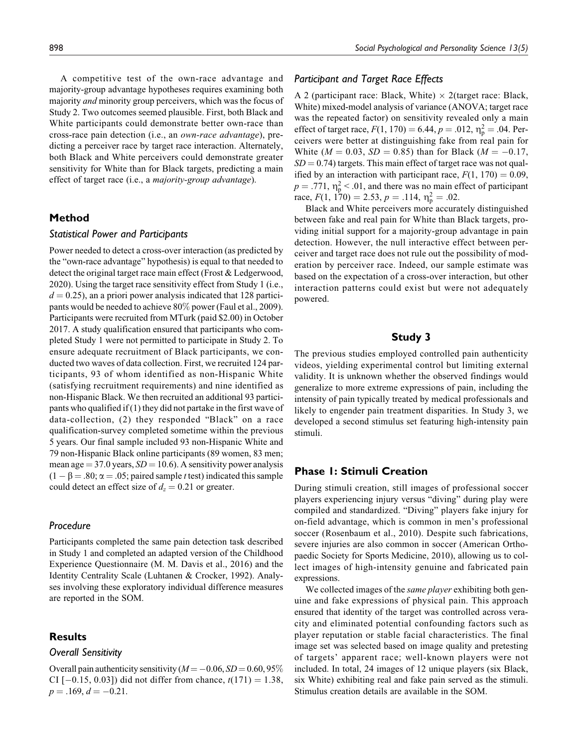A competitive test of the own-race advantage and majority-group advantage hypotheses requires examining both majority *and* minority group perceivers, which was the focus of Study 2. Two outcomes seemed plausible. First, both Black and White participants could demonstrate better own-race than cross-race pain detection (i.e., an *own-race advantage*), predicting a perceiver race by target race interaction. Alternately, both Black and White perceivers could demonstrate greater sensitivity for White than for Black targets, predicting a main effect of target race (i.e., a *majority-group advantage*).

## Method

### Statistical Power and Participants

Power needed to detect a cross-over interaction (as predicted by the "own-race advantage" hypothesis) is equal to that needed to detect the original target race main effect (Frost & Ledgerwood, 2020). Using the target race sensitivity effect from Study 1 (i.e., $d = 0.25$), an a priori power analysis indicated that 128 participants would be needed to achieve 80% power (Faul et al., 2009). Participants were recruited from MTurk (paid $2.00) in October 2017. A study qualification ensured that participants who completed Study 1 were not permitted to participate in Study 2. To ensure adequate recruitment of Black participants, we conducted two waves of data collection. First, we recruited 124 participants, 93 of whom identified as non-Hispanic White (satisfying recruitment requirements) and nine identified as non-Hispanic Black. We then recruited an additional 93 participants who qualified if (1) they did not partake in the first wave of data-collection, (2) they responded "Black" on a race qualification-survey completed sometime within the previous 5 years. Our final sample included 93 non-Hispanic White and 79 non-Hispanic Black online participants (89 women, 83 men; mean age = 37.0 years, $SD = 10.6$). A sensitivity power analysis ($1 - \beta = .80$; $\alpha = .05$; paired sample *t* test) indicated this sample could detect an effect size of $d_z = 0.21$ or greater.

### Procedure

Participants completed the same pain detection task described in Study 1 and completed an adapted version of the Childhood Experience Questionnaire (M. M. Davis et al., 2016) and the Identity Centrality Scale (Luhtanen & Crocker, 1992). Analyses involving these exploratory individual difference measures are reported in the SOM.

## Results

### Overall Sensitivity

Overall pain authenticity sensitivity ($M = -0.06$, $SD = 0.60$, 95% CI [−0.15, 0.03]) did not differ from chance, $t(171) = 1.38$, $p = .169$, $d = -0.21$.

### Participant and Target Race Effects

A 2 (participant race: Black, White) × 2(target race: Black, White) mixed-model analysis of variance (ANOVA; target race was the repeated factor) on sensitivity revealed only a main effect of target race, $F(1, 170) = 6.44$, $p = .012$, $\eta_p^2 = .04$. Perceivers were better at distinguishing fake from real pain for White ($M = 0.03$, $SD = 0.85$) than for Black ($M = -0.17$, $SD = 0.74$) targets. This main effect of target race was not qualified by an interaction with participant race, $F(1, 170) = 0.09$, $p = .771$, $\eta_p^2 < .01$, and there was no main effect of participant race, $F(1, 170) = 2.53$, $p = .114$, $\eta_p^2 = .02$.

Black and White perceivers more accurately distinguished between fake and real pain for White than Black targets, providing initial support for a majority-group advantage in pain detection. However, the null interactive effect between perceiver and target race does not rule out the possibility of moderation by perceiver race. Indeed, our sample estimate was based on the expectation of a cross-over interaction, but other interaction patterns could exist but were not adequately powered.

## Study 3

The previous studies employed controlled pain authenticity videos, yielding experimental control but limiting external validity. It is unknown whether the observed findings would generalize to more extreme expressions of pain, including the intensity of pain typically treated by medical professionals and likely to engender pain treatment disparities. In Study 3, we developed a second stimulus set featuring high-intensity pain stimuli.

## Phase 1: Stimuli Creation

During stimuli creation, still images of professional soccer players experiencing injury versus "diving" during play were compiled and standardized. "Diving" players fake injury for on-field advantage, which is common in men's professional soccer (Rosenbaum et al., 2010). Despite such fabrications, severe injuries are also common in soccer (American Orthopaedic Society for Sports Medicine, 2010), allowing us to collect images of high-intensity genuine and fabricated pain expressions.

We collected images of the *same player* exhibiting both genuine and fake expressions of physical pain. This approach ensured that identity of the target was controlled across veracity and eliminated potential confounding factors such as player reputation or stable facial characteristics. The final image set was selected based on image quality and pretesting of targets' apparent race; well-known players were not included. In total, 24 images of 12 unique players (six Black, six White) exhibiting real and fake pain served as the stimuli. Stimulus creation details are available in the SOM.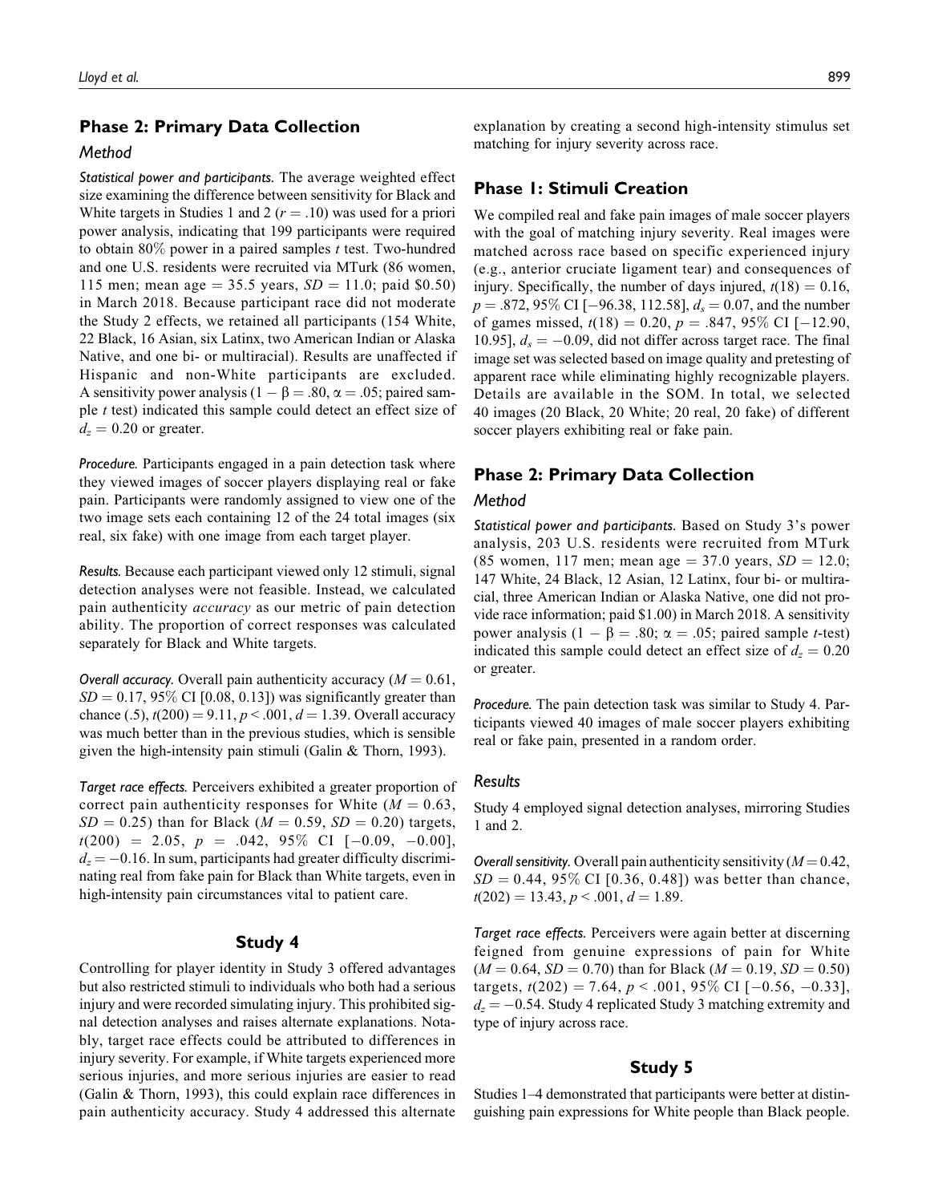## Phase 2: Primary Data Collection

### Method

*Statistical power and participants.* The average weighted effect size examining the difference between sensitivity for Black and White targets in Studies 1 and 2 ($r = .10$) was used for a priori power analysis, indicating that 199 participants were required to obtain 80% power in a paired samples *t* test. Two-hundred and one U.S. residents were recruited via MTurk (86 women, 115 men; mean age = 35.5 years, $SD = 11.0$; paid $0.50) in March 2018. Because participant race did not moderate the Study 2 effects, we retained all participants (154 White, 22 Black, 16 Asian, six Latinx, two American Indian or Alaska Native, and one bi- or multiracial). Results are unaffected if Hispanic and non-White participants are excluded. A sensitivity power analysis ($1 - \beta = .80$, $\alpha = .05$; paired sample *t* test) indicated this sample could detect an effect size of $d_z = 0.20$ or greater.

*Procedure.* Participants engaged in a pain detection task where they viewed images of soccer players displaying real or fake pain. Participants were randomly assigned to view one of the two image sets each containing 12 of the 24 total images (six real, six fake) with one image from each target player.

*Results.* Because each participant viewed only 12 stimuli, signal detection analyses were not feasible. Instead, we calculated pain authenticity *accuracy* as our metric of pain detection ability. The proportion of correct responses was calculated separately for Black and White targets.

*Overall accuracy.* Overall pain authenticity accuracy ($M = 0.61$, $SD = 0.17$, 95% CI [0.08, 0.13]) was significantly greater than chance (.5), $t(200) = 9.11$, $p < .001$, $d = 1.39$. Overall accuracy was much better than in the previous studies, which is sensible given the high-intensity pain stimuli (Galin & Thorn, 1993).

*Target race effects.* Perceivers exhibited a greater proportion of correct pain authenticity responses for White ($M = 0.63$, $SD = 0.25$) than for Black ($M = 0.59$, $SD = 0.20$) targets, $t(200) = 2.05$, $p = .042$, 95% CI [−0.09, −0.00], $d_z = -0.16$. In sum, participants had greater difficulty discriminating real from fake pain for Black than White targets, even in high-intensity pain circumstances vital to patient care.

## Study 4

Controlling for player identity in Study 3 offered advantages but also restricted stimuli to individuals who both had a serious injury and were recorded simulating injury. This prohibited signal detection analyses and raises alternate explanations. Notably, target race effects could be attributed to differences in injury severity. For example, if White targets experienced more serious injuries, and more serious injuries are easier to read (Galin & Thorn, 1993), this could explain race differences in pain authenticity accuracy. Study 4 addressed this alternate explanation by creating a second high-intensity stimulus set matching for injury severity across race.

## Phase 1: Stimuli Creation

We compiled real and fake pain images of male soccer players with the goal of matching injury severity. Real images were matched across race based on specific experienced injury (e.g., anterior cruciate ligament tear) and consequences of injury. Specifically, the number of days injured, $t(18) = 0.16$, $p = .872$, 95% CI [−96.38, 112.58], $d_s = 0.07$, and the number of games missed, $t(18) = 0.20$, $p = .847$, 95% CI [−12.90, 10.95], $d_s = -0.09$, did not differ across target race. The final image set was selected based on image quality and pretesting of apparent race while eliminating highly recognizable players. Details are available in the SOM. In total, we selected 40 images (20 Black, 20 White; 20 real, 20 fake) of different soccer players exhibiting real or fake pain.

## Phase 2: Primary Data Collection

### Method

*Statistical power and participants.* Based on Study 3's power analysis, 203 U.S. residents were recruited from MTurk (85 women, 117 men; mean age = 37.0 years, $SD = 12.0$; 147 White, 24 Black, 12 Asian, 12 Latinx, four bi- or multiracial, three American Indian or Alaska Native, one did not provide race information; paid $1.00) in March 2018. A sensitivity power analysis ($1 - \beta = .80$; $\alpha = .05$; paired sample *t*-test) indicated this sample could detect an effect size of $d_z = 0.20$ or greater.

*Procedure.* The pain detection task was similar to Study 4. Participants viewed 40 images of male soccer players exhibiting real or fake pain, presented in a random order.

### Results

Study 4 employed signal detection analyses, mirroring Studies 1 and 2.

*Overall sensitivity.* Overall pain authenticity sensitivity ($M = 0.42$, $SD = 0.44$, 95% CI [0.36, 0.48]) was better than chance, $t(202) = 13.43$, $p < .001$, $d = 1.89$.

*Target race effects.* Perceivers were again better at discerning feigned from genuine expressions of pain for White ($M = 0.64$, $SD = 0.70$) than for Black ($M = 0.19$, $SD = 0.50$) targets, $t(202) = 7.64$, $p < .001$, 95% CI [−0.56, −0.33], $d_z = -0.54$. Study 4 replicated Study 3 matching extremity and type of injury across race.

## Study 5

Studies 1–4 demonstrated that participants were better at distinguishing pain expressions for White people than Black people.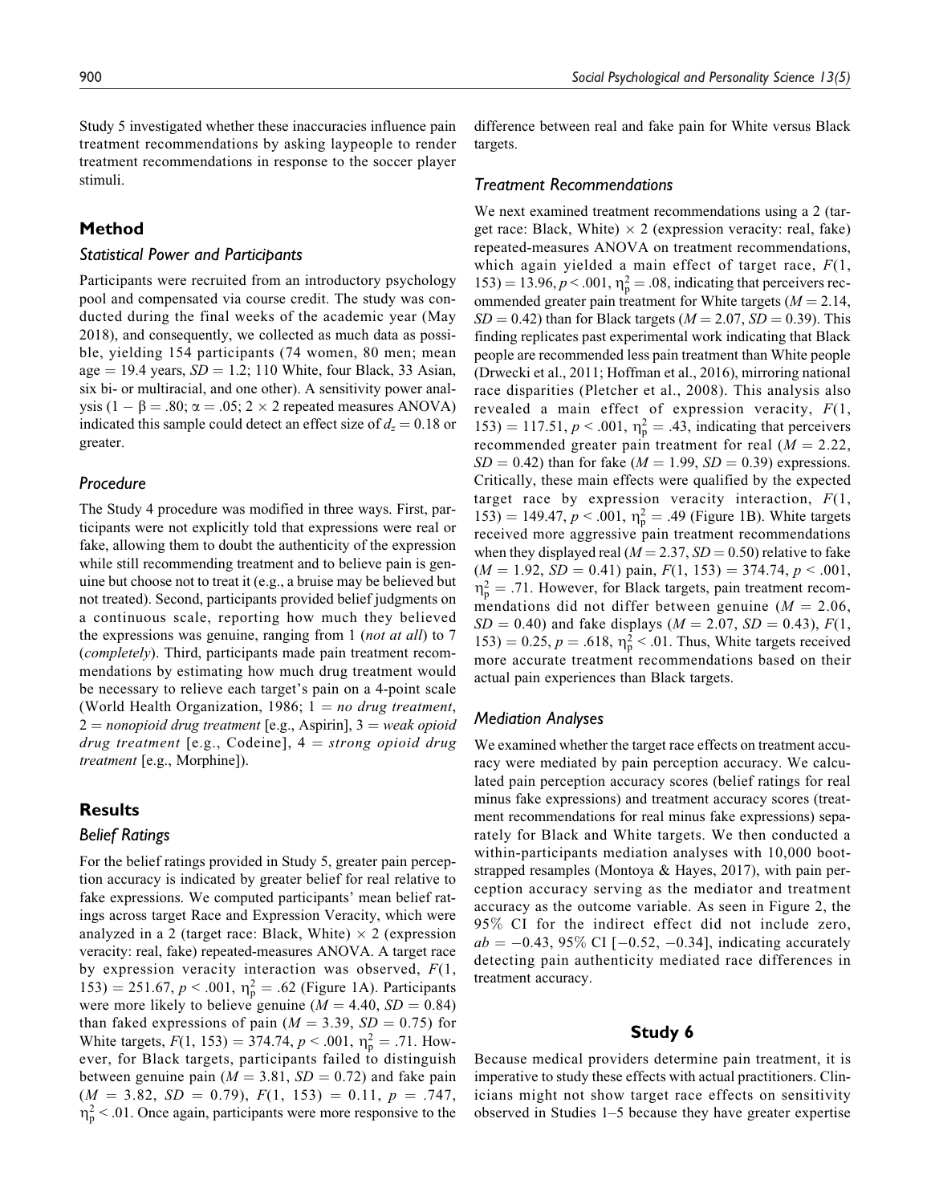Study 5 investigated whether these inaccuracies influence pain treatment recommendations by asking laypeople to render treatment recommendations in response to the soccer player stimuli.

## Method

### Statistical Power and Participants

Participants were recruited from an introductory psychology pool and compensated via course credit. The study was conducted during the final weeks of the academic year (May 2018), and consequently, we collected as much data as possible, yielding 154 participants (74 women, 80 men; mean age = 19.4 years, $SD = 1.2$; 110 White, four Black, 33 Asian, six bi- or multiracial, and one other). A sensitivity power analysis ($1 - \beta = .80$; $\alpha = .05$; $2 \times 2$ repeated measures ANOVA) indicated this sample could detect an effect size of $d_z = 0.18$ or greater.

### Procedure

The Study 4 procedure was modified in three ways. First, participants were not explicitly told that expressions were real or fake, allowing them to doubt the authenticity of the expression while still recommending treatment and to believe pain is genuine but choose not to treat it (e.g., a bruise may be believed but not treated). Second, participants provided belief judgments on a continuous scale, reporting how much they believed the expressions was genuine, ranging from 1 (*not at all*) to 7 (*completely*). Third, participants made pain treatment recommendations by estimating how much drug treatment would be necessary to relieve each target's pain on a 4-point scale (World Health Organization, 1986; 1 = *no drug treatment*, 2 = *nonopioid drug treatment* [e.g., Aspirin], 3 = *weak opioid drug treatment* [e.g., Codeine], 4 = *strong opioid drug treatment* [e.g., Morphine]).

## Results

### Belief Ratings

For the belief ratings provided in Study 5, greater pain perception accuracy is indicated by greater belief for real relative to fake expressions. We computed participants' mean belief ratings across target Race and Expression Veracity, which were analyzed in a 2 (target race: Black, White) $\times$ 2 (expression veracity: real, fake) repeated-measures ANOVA. A target race by expression veracity interaction was observed, $F(1, 153) = 251.67$, $p < .001$, $\eta_p^2 = .62$ (Figure 1A). Participants were more likely to believe genuine ($M = 4.40$, $SD = 0.84$) than faked expressions of pain ($M = 3.39$, $SD = 0.75$) for White targets, $F(1, 153) = 374.74$, $p < .001$, $\eta_p^2 = .71$. However, for Black targets, participants failed to distinguish between genuine pain ($M = 3.81$, $SD = 0.72$) and fake pain ($M = 3.82$, $SD = 0.79$), $F(1, 153) = 0.11$, $p = .747$, $\eta_p^2 < .01$. Once again, participants were more responsive to the difference between real and fake pain for White versus Black targets.

### Treatment Recommendations

We next examined treatment recommendations using a 2 (target race: Black, White) $\times$ 2 (expression veracity: real, fake) repeated-measures ANOVA on treatment recommendations, which again yielded a main effect of target race, $F(1, 153) = 13.96$, $p < .001$, $\eta_p^2 = .08$, indicating that perceivers recommended greater pain treatment for White targets ($M = 2.14$, $SD = 0.42$) than for Black targets ($M = 2.07$, $SD = 0.39$). This finding replicates past experimental work indicating that Black people are recommended less pain treatment than White people (Drwecki et al., 2011; Hoffman et al., 2016), mirroring national race disparities (Pletcher et al., 2008). This analysis also revealed a main effect of expression veracity, $F(1, 153) = 117.51$, $p < .001$, $\eta_p^2 = .43$, indicating that perceivers recommended greater pain treatment for real ($M = 2.22$, $SD = 0.42$) than for fake ($M = 1.99$, $SD = 0.39$) expressions. Critically, these main effects were qualified by the expected target race by expression veracity interaction, $F(1, 153) = 149.47$, $p < .001$, $\eta_p^2 = .49$ (Figure 1B). White targets received more aggressive pain treatment recommendations when they displayed real ($M = 2.37$, $SD = 0.50$) relative to fake ($M = 1.92$, $SD = 0.41$) pain, $F(1, 153) = 374.74$, $p < .001$, $\eta_p^2 = .71$. However, for Black targets, pain treatment recommendations did not differ between genuine ($M = 2.06$, $SD = 0.40$) and fake displays ($M = 2.07$, $SD = 0.43$), $F(1, 153) = 0.25$, $p = .618$, $\eta_p^2 < .01$. Thus, White targets received more accurate treatment recommendations based on their actual pain experiences than Black targets.

### Mediation Analyses

We examined whether the target race effects on treatment accuracy were mediated by pain perception accuracy. We calculated pain perception accuracy scores (belief ratings for real minus fake expressions) and treatment accuracy scores (treatment recommendations for real minus fake expressions) separately for Black and White targets. We then conducted a within-participants mediation analyses with 10,000 bootstrapped resamples (Montoya & Hayes, 2017), with pain perception accuracy serving as the mediator and treatment accuracy as the outcome variable. As seen in Figure 2, the 95% CI for the indirect effect did not include zero, $ab = -0.43$, 95% CI [$-0.52$, $-0.34$], indicating accurately detecting pain authenticity mediated race differences in treatment accuracy.

## Study 6

Because medical providers determine pain treatment, it is imperative to study these effects with actual practitioners. Clinicians might not show target race effects on sensitivity observed in Studies 1–5 because they have greater expertise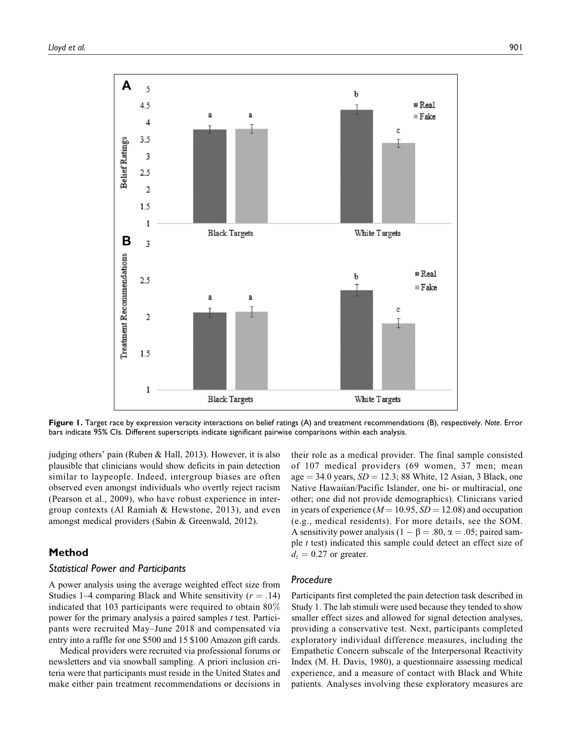**Figure 1.** Target race by expression veracity interactions on belief ratings (A) and treatment recommendations (B), respectively. *Note*. Error bars indicate 95% CIs. Different superscripts indicate significant pairwise comparisons within each analysis.

judging others' pain (Ruben & Hall, 2013). However, it is also plausible that clinicians would show deficits in pain detection similar to laypeople. Indeed, intergroup biases are often observed even amongst individuals who overtly reject racism (Pearson et al., 2009), who have robust experience in intergroup contexts (Al Ramiah & Hewstone, 2013), and even amongst medical providers (Sabin & Greenwald, 2012).

## Method

### Statistical Power and Participants

A power analysis using the average weighted effect size from Studies 1–4 comparing Black and White sensitivity ($r = .14$) indicated that 103 participants were required to obtain 80% power for the primary analysis a paired samples *t* test. Participants were recruited May–June 2018 and compensated via entry into a raffle for one $500 and 15 $100 Amazon gift cards.

Medical providers were recruited via professional forums or newsletters and via snowball sampling. A priori inclusion criteria were that participants must reside in the United States and make either pain treatment recommendations or decisions in their role as a medical provider. The final sample consisted of 107 medical providers (69 women, 37 men; mean age = 34.0 years, $SD = 12.3$; 88 White, 12 Asian, 3 Black, one Native Hawaiian/Pacific Islander, one bi- or multiracial, one other; one did not provide demographics). Clinicians varied in years of experience ($M = 10.95$, $SD = 12.08$) and occupation (e.g., medical residents). For more details, see the SOM. A sensitivity power analysis ($1 - \beta = .80$, $\alpha = .05$; paired sample *t* test) indicated this sample could detect an effect size of $d_z = 0.27$ or greater.

### Procedure

Participants first completed the pain detection task described in Study 1. The lab stimuli were used because they tended to show smaller effect sizes and allowed for signal detection analyses, providing a conservative test. Next, participants completed exploratory individual difference measures, including the Empathetic Concern subscale of the Interpersonal Reactivity Index (M. H. Davis, 1980), a questionnaire assessing medical experience, and a measure of contact with Black and White patients. Analyses involving these exploratory measures are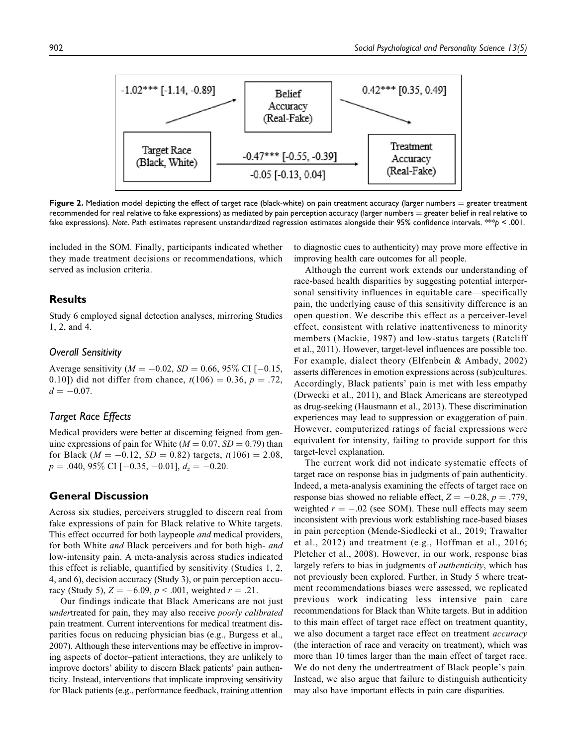-1.02*** [-1.14, -0.89]

Belief Accuracy (Real-Fake)

0.42*** [0.35, 0.49]

Target Race (Black, White)

-0.47*** [-0.55, -0.39]

-0.05 [-0.13, 0.04]

Treatment Accuracy (Real-Fake)

**Figure 2.** Mediation model depicting the effect of target race (black-white) on pain treatment accuracy (larger numbers = greater treatment recommended for real relative to fake expressions) as mediated by pain perception accuracy (larger numbers = greater belief in real relative to fake expressions). *Note.* Path estimates represent unstandardized regression estimates alongside their 95% confidence intervals. ***$p < .001$.

included in the SOM. Finally, participants indicated whether they made treatment decisions or recommendations, which served as inclusion criteria.

## Results

Study 6 employed signal detection analyses, mirroring Studies 1, 2, and 4.

### Overall Sensitivity

Average sensitivity ($M = -0.02$, $SD = 0.66$, 95% CI [$-0.15$, 0.10]) did not differ from chance, $t(106) = 0.36$, $p = .72$, $d = -0.07$.

### Target Race Effects

Medical providers were better at discerning feigned from genuine expressions of pain for White ($M = 0.07$, $SD = 0.79$) than for Black ($M = -0.12$, $SD = 0.82$) targets, $t(106) = 2.08$, $p = .040$, 95% CI [$-0.35$, $-0.01$], $d_z = -0.20$.

## General Discussion

Across six studies, perceivers struggled to discern real from fake expressions of pain for Black relative to White targets. This effect occurred for both laypeople *and* medical providers, for both White *and* Black perceivers and for both high- *and* low-intensity pain. A meta-analysis across studies indicated this effect is reliable, quantified by sensitivity (Studies 1, 2, 4, and 6), decision accuracy (Study 3), or pain perception accuracy (Study 5), $Z = -6.09$, $p < .001$, weighted $r = .21$.

Our findings indicate that Black Americans are not just *under*treated for pain, they may also receive *poorly calibrated* pain treatment. Current interventions for medical treatment disparities focus on reducing physician bias (e.g., Burgess et al., 2007). Although these interventions may be effective in improving aspects of doctor–patient interactions, they are unlikely to improve doctors' ability to discern Black patients' pain authenticity. Instead, interventions that implicate improving sensitivity for Black patients (e.g., performance feedback, training attention to diagnostic cues to authenticity) may prove more effective in improving health care outcomes for all people.

Although the current work extends our understanding of race-based health disparities by suggesting potential interpersonal sensitivity influences in equitable care—specifically pain, the underlying cause of this sensitivity difference is an open question. We describe this effect as a perceiver-level effect, consistent with relative inattentiveness to minority members (Mackie, 1987) and low-status targets (Ratcliff et al., 2011). However, target-level influences are possible too. For example, dialect theory (Elfenbein & Ambady, 2002) asserts differences in emotion expressions across (sub)cultures. Accordingly, Black patients' pain is met with less empathy (Drwecki et al., 2011), and Black Americans are stereotyped as drug-seeking (Hausmann et al., 2013). These discrimination experiences may lead to suppression or exaggeration of pain. However, computerized ratings of facial expressions were equivalent for intensity, failing to provide support for this target-level explanation.

The current work did not indicate systematic effects of target race on response bias in judgments of pain authenticity. Indeed, a meta-analysis examining the effects of target race on response bias showed no reliable effect, $Z = -0.28$, $p = .779$, weighted $r = -.02$ (see SOM). These null effects may seem inconsistent with previous work establishing race-based biases in pain perception (Mende-Siedlecki et al., 2019; Trawalter et al., 2012) and treatment (e.g., Hoffman et al., 2016; Pletcher et al., 2008). However, in our work, response bias largely refers to bias in judgments of *authenticity*, which has not previously been explored. Further, in Study 5 where treatment recommendations biases were assessed, we replicated previous work indicating less intensive pain care recommendations for Black than White targets. But in addition to this main effect of target race effect on treatment quantity, we also document a target race effect on treatment *accuracy* (the interaction of race and veracity on treatment), which was more than 10 times larger than the main effect of target race. We do not deny the undertreatment of Black people's pain. Instead, we also argue that failure to distinguish authenticity may also have important effects in pain care disparities.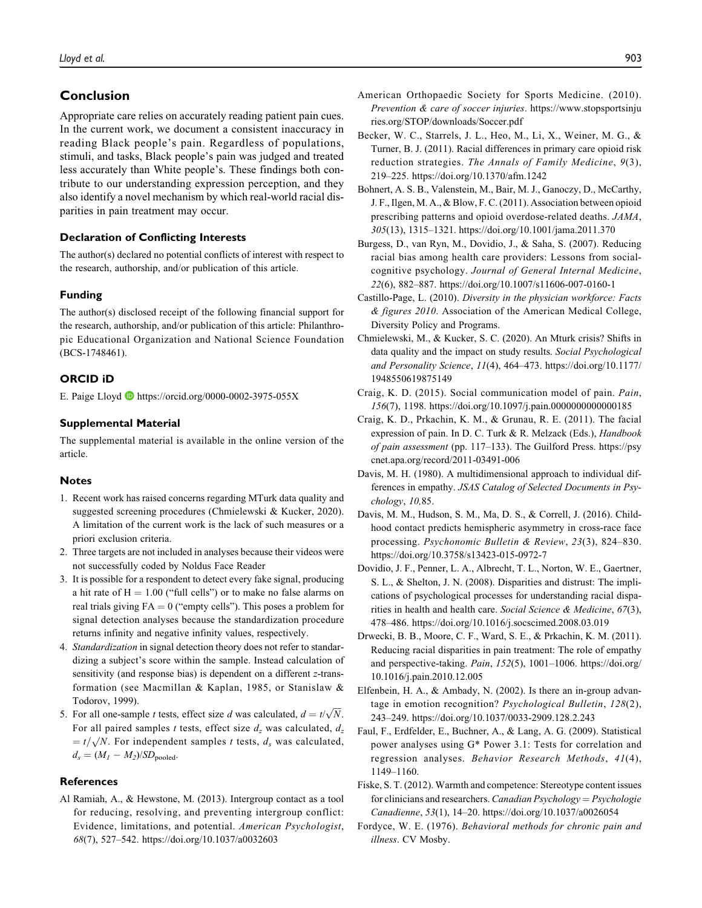## Conclusion

Appropriate care relies on accurately reading patient pain cues. In the current work, we document a consistent inaccuracy in reading Black people's pain. Regardless of populations, stimuli, and tasks, Black people's pain was judged and treated less accurately than White people's. These findings both contribute to our understanding expression perception, and they also identify a novel mechanism by which real-world racial disparities in pain treatment may occur.

### Declaration of Conflicting Interests

The author(s) declared no potential conflicts of interest with respect to the research, authorship, and/or publication of this article.

### Funding

The author(s) disclosed receipt of the following financial support for the research, authorship, and/or publication of this article: Philanthropic Educational Organization and National Science Foundation (BCS-1748461).

### ORCID iD

E. Paige Lloyd https://orcid.org/0000-0002-3975-055X

### Supplemental Material

The supplemental material is available in the online version of the article.

### Notes

1. Recent work has raised concerns regarding MTurk data quality and suggested screening procedures (Chmielewski & Kucker, 2020). A limitation of the current work is the lack of such measures or a priori exclusion criteria.
2. Three targets are not included in analyses because their videos were not successfully coded by Noldus Face Reader
3. It is possible for a respondent to detect every fake signal, producing a hit rate of H = 1.00 ("full cells") or to make no false alarms on real trials giving FA = 0 ("empty cells"). This poses a problem for signal detection analyses because the standardization procedure returns infinity and negative infinity values, respectively.
4. *Standardization* in signal detection theory does not refer to standardizing a subject's score within the sample. Instead calculation of sensitivity (and response bias) is dependent on a different *z*-transformation (see Macmillan & Kaplan, 1985, or Stanislaw & Todorov, 1999).
5. For all one-sample *t* tests, effect size *d* was calculated, $d = t/\sqrt{N}$. For all paired samples *t* tests, effect size $d_z$ was calculated, $d_z = t/\sqrt{N}$. For independent samples *t* tests, $d_s$ was calculated, $d_s = (M_1 - M_2)/SD_{\text{pooled}}$.

### References

Al Ramiah, A., & Hewstone, M. (2013). Intergroup contact as a tool for reducing, resolving, and preventing intergroup conflict: Evidence, limitations, and potential. *American Psychologist*, *68*(7), 527–542. https://doi.org/10.1037/a0032603

American Orthopaedic Society for Sports Medicine. (2010). *Prevention & care of soccer injuries*. https://www.stopsportsinjuries.org/STOP/downloads/Soccer.pdf

Becker, W. C., Starrels, J. L., Heo, M., Li, X., Weiner, M. G., & Turner, B. J. (2011). Racial differences in primary care opioid risk reduction strategies. *The Annals of Family Medicine*, *9*(3), 219–225. https://doi.org/10.1370/afm.1242

Bohnert, A. S. B., Valenstein, M., Bair, M. J., Ganoczy, D., McCarthy, J. F., Ilgen, M. A., & Blow, F. C. (2011). Association between opioid prescribing patterns and opioid overdose-related deaths. *JAMA*, *305*(13), 1315–1321. https://doi.org/10.1001/jama.2011.370

Burgess, D., van Ryn, M., Dovidio, J., & Saha, S. (2007). Reducing racial bias among health care providers: Lessons from social-cognitive psychology. *Journal of General Internal Medicine*, *22*(6), 882–887. https://doi.org/10.1007/s11606-007-0160-1

Castillo-Page, L. (2010). *Diversity in the physician workforce: Facts & figures 2010*. Association of the American Medical College, Diversity Policy and Programs.

Chmielewski, M., & Kucker, S. C. (2020). An Mturk crisis? Shifts in data quality and the impact on study results. *Social Psychological and Personality Science*, *11*(4), 464–473. https://doi.org/10.1177/1948550619875149

Craig, K. D. (2015). Social communication model of pain. *Pain*, *156*(7), 1198. https://doi.org/10.1097/j.pain.0000000000000185

Craig, K. D., Prkachin, K. M., & Grunau, R. E. (2011). The facial expression of pain. In D. C. Turk & R. Melzack (Eds.), *Handbook of pain assessment* (pp. 117–133). The Guilford Press. https://psycnet.apa.org/record/2011-03491-006

Davis, M. H. (1980). A multidimensional approach to individual differences in empathy. *JSAS Catalog of Selected Documents in Psychology*, *10,*85.

Davis, M. M., Hudson, S. M., Ma, D. S., & Correll, J. (2016). Childhood contact predicts hemispheric asymmetry in cross-race face processing. *Psychonomic Bulletin & Review*, *23*(3), 824–830. https://doi.org/10.3758/s13423-015-0972-7

Dovidio, J. F., Penner, L. A., Albrecht, T. L., Norton, W. E., Gaertner, S. L., & Shelton, J. N. (2008). Disparities and distrust: The implications of psychological processes for understanding racial disparities in health and health care. *Social Science & Medicine*, *67*(3), 478–486. https://doi.org/10.1016/j.socscimed.2008.03.019

Drwecki, B. B., Moore, C. F., Ward, S. E., & Prkachin, K. M. (2011). Reducing racial disparities in pain treatment: The role of empathy and perspective-taking. *Pain*, *152*(5), 1001–1006. https://doi.org/10.1016/j.pain.2010.12.005

Elfenbein, H. A., & Ambady, N. (2002). Is there an in-group advantage in emotion recognition? *Psychological Bulletin*, *128*(2), 243–249. https://doi.org/10.1037/0033-2909.128.2.243

Faul, F., Erdfelder, E., Buchner, A., & Lang, A. G. (2009). Statistical power analyses using G* Power 3.1: Tests for correlation and regression analyses. *Behavior Research Methods*, *41*(4), 1149–1160.

Fiske, S. T. (2012). Warmth and competence: Stereotype content issues for clinicians and researchers. *Canadian Psychology = Psychologie Canadienne*, *53*(1), 14–20. https://doi.org/10.1037/a0026054

Fordyce, W. E. (1976). *Behavioral methods for chronic pain and illness*. CV Mosby.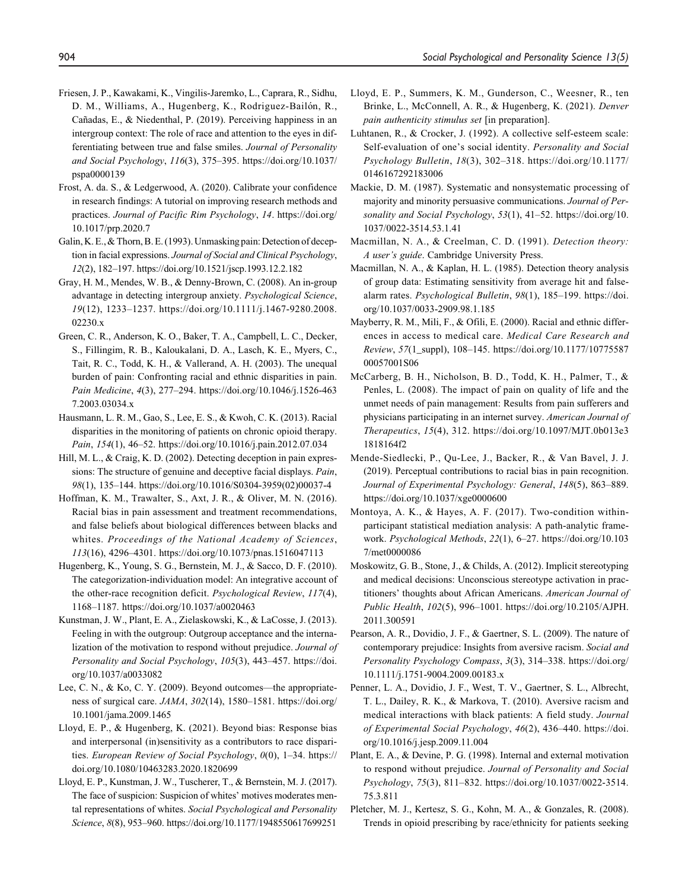Friesen, J. P., Kawakami, K., Vingilis-Jaremko, L., Caprara, R., Sidhu, D. M., Williams, A., Hugenberg, K., Rodriguez-Bailón, R., Cañadas, E., & Niedenthal, P. (2019). Perceiving happiness in an intergroup context: The role of race and attention to the eyes in differentiating between true and false smiles. *Journal of Personality and Social Psychology*, *116*(3), 375–395. https://doi.org/10.1037/pspa0000139

Frost, A. da. S., & Ledgerwood, A. (2020). Calibrate your confidence in research findings: A tutorial on improving research methods and practices. *Journal of Pacific Rim Psychology*, *14*. https://doi.org/10.1017/prp.2020.7

Galin, K. E., & Thorn, B. E. (1993). Unmasking pain: Detection of deception in facial expressions. *Journal of Social and Clinical Psychology*, *12*(2), 182–197. https://doi.org/10.1521/jscp.1993.12.2.182

Gray, H. M., Mendes, W. B., & Denny-Brown, C. (2008). An in-group advantage in detecting intergroup anxiety. *Psychological Science*, *19*(12), 1233–1237. https://doi.org/10.1111/j.1467-9280.2008.02230.x

Green, C. R., Anderson, K. O., Baker, T. A., Campbell, L. C., Decker, S., Fillingim, R. B., Kaloukalani, D. A., Lasch, K. E., Myers, C., Tait, R. C., Todd, K. H., & Vallerand, A. H. (2003). The unequal burden of pain: Confronting racial and ethnic disparities in pain. *Pain Medicine*, *4*(3), 277–294. https://doi.org/10.1046/j.1526-4637.2003.03034.x

Hausmann, L. R. M., Gao, S., Lee, E. S., & Kwoh, C. K. (2013). Racial disparities in the monitoring of patients on chronic opioid therapy. *Pain*, *154*(1), 46–52. https://doi.org/10.1016/j.pain.2012.07.034

Hill, M. L., & Craig, K. D. (2002). Detecting deception in pain expressions: The structure of genuine and deceptive facial displays. *Pain*, *98*(1), 135–144. https://doi.org/10.1016/S0304-3959(02)00037-4

Hoffman, K. M., Trawalter, S., Axt, J. R., & Oliver, M. N. (2016). Racial bias in pain assessment and treatment recommendations, and false beliefs about biological differences between blacks and whites. *Proceedings of the National Academy of Sciences*, *113*(16), 4296–4301. https://doi.org/10.1073/pnas.1516047113

Hugenberg, K., Young, S. G., Bernstein, M. J., & Sacco, D. F. (2010). The categorization-individuation model: An integrative account of the other-race recognition deficit. *Psychological Review*, *117*(4), 1168–1187. https://doi.org/10.1037/a0020463

Kunstman, J. W., Plant, E. A., Zielaskowski, K., & LaCosse, J. (2013). Feeling in with the outgroup: Outgroup acceptance and the internalization of the motivation to respond without prejudice. *Journal of Personality and Social Psychology*, *105*(3), 443–457. https://doi.org/10.1037/a0033082

Lee, C. N., & Ko, C. Y. (2009). Beyond outcomes—the appropriateness of surgical care. *JAMA*, *302*(14), 1580–1581. https://doi.org/10.1001/jama.2009.1465

Lloyd, E. P., & Hugenberg, K. (2021). Beyond bias: Response bias and interpersonal (in)sensitivity as a contributors to race disparities. *European Review of Social Psychology*, *0*(0), 1–34. https://doi.org/10.1080/10463283.2020.1820699

Lloyd, E. P., Kunstman, J. W., Tuscherer, T., & Bernstein, M. J. (2017). The face of suspicion: Suspicion of whites' motives moderates mental representations of whites. *Social Psychological and Personality Science*, *8*(8), 953–960. https://doi.org/10.1177/1948550617699251

Lloyd, E. P., Summers, K. M., Gunderson, C., Weesner, R., ten Brinke, L., McConnell, A. R., & Hugenberg, K. (2021). *Denver pain authenticity stimulus set* [in preparation].

Luhtanen, R., & Crocker, J. (1992). A collective self-esteem scale: Self-evaluation of one's social identity. *Personality and Social Psychology Bulletin*, *18*(3), 302–318. https://doi.org/10.1177/0146167292183006

Mackie, D. M. (1987). Systematic and nonsystematic processing of majority and minority persuasive communications. *Journal of Personality and Social Psychology*, *53*(1), 41–52. https://doi.org/10.1037/0022-3514.53.1.41

Macmillan, N. A., & Creelman, C. D. (1991). *Detection theory: A user's guide*. Cambridge University Press.

Macmillan, N. A., & Kaplan, H. L. (1985). Detection theory analysis of group data: Estimating sensitivity from average hit and false-alarm rates. *Psychological Bulletin*, *98*(1), 185–199. https://doi.org/10.1037/0033-2909.98.1.185

Mayberry, R. M., Mili, F., & Ofili, E. (2000). Racial and ethnic differences in access to medical care. *Medical Care Research and Review*, *57*(1_suppl), 108–145. https://doi.org/10.1177/1077558700057001S06

McCarberg, B. H., Nicholson, B. D., Todd, K. H., Palmer, T., & Penles, L. (2008). The impact of pain on quality of life and the unmet needs of pain management: Results from pain sufferers and physicians participating in an internet survey. *American Journal of Therapeutics*, *15*(4), 312. https://doi.org/10.1097/MJT.0b013e31818164f2

Mende-Siedlecki, P., Qu-Lee, J., Backer, R., & Van Bavel, J. J. (2019). Perceptual contributions to racial bias in pain recognition. *Journal of Experimental Psychology: General*, *148*(5), 863–889. https://doi.org/10.1037/xge0000600

Montoya, A. K., & Hayes, A. F. (2017). Two-condition within-participant statistical mediation analysis: A path-analytic framework. *Psychological Methods*, *22*(1), 6–27. https://doi.org/10.1037/met0000086

Moskowitz, G. B., Stone, J., & Childs, A. (2012). Implicit stereotyping and medical decisions: Unconscious stereotype activation in practitioners' thoughts about African Americans. *American Journal of Public Health*, *102*(5), 996–1001. https://doi.org/10.2105/AJPH.2011.300591

Pearson, A. R., Dovidio, J. F., & Gaertner, S. L. (2009). The nature of contemporary prejudice: Insights from aversive racism. *Social and Personality Psychology Compass*, *3*(3), 314–338. https://doi.org/10.1111/j.1751-9004.2009.00183.x

Penner, L. A., Dovidio, J. F., West, T. V., Gaertner, S. L., Albrecht, T. L., Dailey, R. K., & Markova, T. (2010). Aversive racism and medical interactions with black patients: A field study. *Journal of Experimental Social Psychology*, *46*(2), 436–440. https://doi.org/10.1016/j.jesp.2009.11.004

Plant, E. A., & Devine, P. G. (1998). Internal and external motivation to respond without prejudice. *Journal of Personality and Social Psychology*, *75*(3), 811–832. https://doi.org/10.1037/0022-3514.75.3.811

Pletcher, M. J., Kertesz, S. G., Kohn, M. A., & Gonzales, R. (2008). Trends in opioid prescribing by race/ethnicity for patients seeking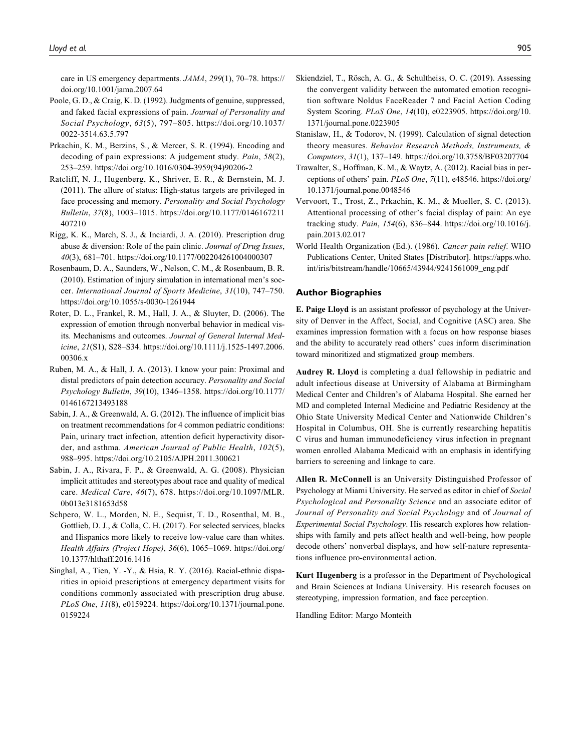care in US emergency departments. *JAMA*, *299*(1), 70–78. https://doi.org/10.1001/jama.2007.64

Poole, G. D., & Craig, K. D. (1992). Judgments of genuine, suppressed, and faked facial expressions of pain. *Journal of Personality and Social Psychology*, *63*(5), 797–805. https://doi.org/10.1037/0022-3514.63.5.797

Prkachin, K. M., Berzins, S., & Mercer, S. R. (1994). Encoding and decoding of pain expressions: A judgement study. *Pain*, *58*(2), 253–259. https://doi.org/10.1016/0304-3959(94)90206-2

Ratcliff, N. J., Hugenberg, K., Shriver, E. R., & Bernstein, M. J. (2011). The allure of status: High-status targets are privileged in face processing and memory. *Personality and Social Psychology Bulletin*, *37*(8), 1003–1015. https://doi.org/10.1177/0146167211407210

Rigg, K. K., March, S. J., & Inciardi, J. A. (2010). Prescription drug abuse & diversion: Role of the pain clinic. *Journal of Drug Issues*, *40*(3), 681–701. https://doi.org/10.1177/002204261004000307

Rosenbaum, D. A., Saunders, W., Nelson, C. M., & Rosenbaum, B. R. (2010). Estimation of injury simulation in international men's soccer. *International Journal of Sports Medicine*, *31*(10), 747–750. https://doi.org/10.1055/s-0030-1261944

Roter, D. L., Frankel, R. M., Hall, J. A., & Sluyter, D. (2006). The expression of emotion through nonverbal behavior in medical visits. Mechanisms and outcomes. *Journal of General Internal Medicine*, *21*(S1), S28–S34. https://doi.org/10.1111/j.1525-1497.2006.00306.x

Ruben, M. A., & Hall, J. A. (2013). I know your pain: Proximal and distal predictors of pain detection accuracy. *Personality and Social Psychology Bulletin*, *39*(10), 1346–1358. https://doi.org/10.1177/0146167213493188

Sabin, J. A., & Greenwald, A. G. (2012). The influence of implicit bias on treatment recommendations for 4 common pediatric conditions: Pain, urinary tract infection, attention deficit hyperactivity disorder, and asthma. *American Journal of Public Health*, *102*(5), 988–995. https://doi.org/10.2105/AJPH.2011.300621

Sabin, J. A., Rivara, F. P., & Greenwald, A. G. (2008). Physician implicit attitudes and stereotypes about race and quality of medical care. *Medical Care*, *46*(7), 678. https://doi.org/10.1097/MLR.0b013e3181653d58

Schpero, W. L., Morden, N. E., Sequist, T. D., Rosenthal, M. B., Gottlieb, D. J., & Colla, C. H. (2017). For selected services, blacks and Hispanics more likely to receive low-value care than whites. *Health Affairs (Project Hope)*, *36*(6), 1065–1069. https://doi.org/10.1377/hlthaff.2016.1416

Singhal, A., Tien, Y. -Y., & Hsia, R. Y. (2016). Racial-ethnic disparities in opioid prescriptions at emergency department visits for conditions commonly associated with prescription drug abuse. *PLoS One*, *11*(8), e0159224. https://doi.org/10.1371/journal.pone.0159224

Skiendziel, T., Rösch, A. G., & Schultheiss, O. C. (2019). Assessing the convergent validity between the automated emotion recognition software Noldus FaceReader 7 and Facial Action Coding System Scoring. *PLoS One*, *14*(10), e0223905. https://doi.org/10.1371/journal.pone.0223905

Stanislaw, H., & Todorov, N. (1999). Calculation of signal detection theory measures. *Behavior Research Methods, Instruments, & Computers*, *31*(1), 137–149. https://doi.org/10.3758/BF03207704

Trawalter, S., Hoffman, K. M., & Waytz, A. (2012). Racial bias in perceptions of others' pain. *PLoS One*, *7*(11), e48546. https://doi.org/10.1371/journal.pone.0048546

Vervoort, T., Trost, Z., Prkachin, K. M., & Mueller, S. C. (2013). Attentional processing of other's facial display of pain: An eye tracking study. *Pain*, *154*(6), 836–844. https://doi.org/10.1016/j.pain.2013.02.017

World Health Organization (Ed.). (1986). *Cancer pain relief*. WHO Publications Center, United States [Distributor]. https://apps.who.int/iris/bitstream/handle/10665/43944/9241561009_eng.pdf

## Author Biographies

**E. Paige Lloyd** is an assistant professor of psychology at the University of Denver in the Affect, Social, and Cognitive (ASC) area. She examines impression formation with a focus on how response biases and the ability to accurately read others' cues inform discrimination toward minoritized and stigmatized group members.

**Audrey R. Lloyd** is completing a dual fellowship in pediatric and adult infectious disease at University of Alabama at Birmingham Medical Center and Children's of Alabama Hospital. She earned her MD and completed Internal Medicine and Pediatric Residency at the Ohio State University Medical Center and Nationwide Children's Hospital in Columbus, OH. She is currently researching hepatitis C virus and human immunodeficiency virus infection in pregnant women enrolled Alabama Medicaid with an emphasis in identifying barriers to screening and linkage to care.

**Allen R. McConnell** is an University Distinguished Professor of Psychology at Miami University. He served as editor in chief of *Social Psychological and Personality Science* and an associate editor of *Journal of Personality and Social Psychology* and of *Journal of Experimental Social Psychology*. His research explores how relationships with family and pets affect health and well-being, how people decode others' nonverbal displays, and how self-nature representations influence pro-environmental action.

**Kurt Hugenberg** is a professor in the Department of Psychological and Brain Sciences at Indiana University. His research focuses on stereotyping, impression formation, and face perception.

Handling Editor: Margo Monteith